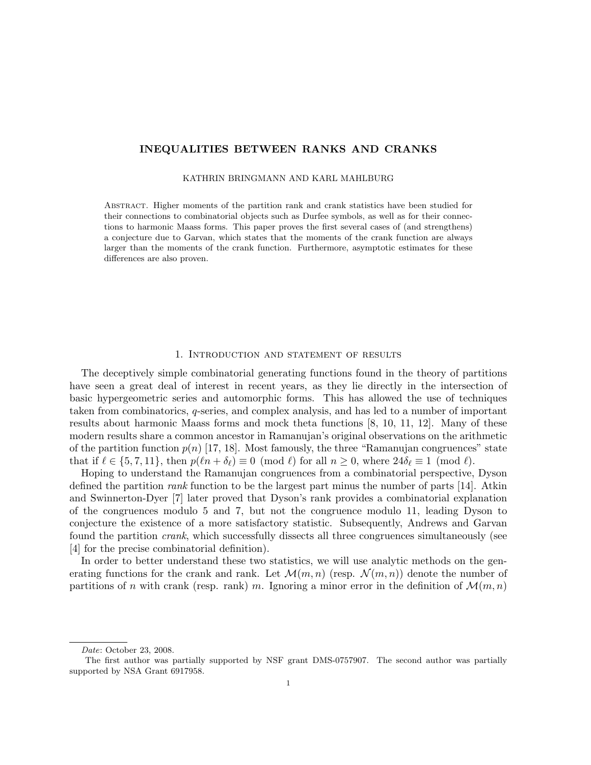# INEQUALITIES BETWEEN RANKS AND CRANKS

KATHRIN BRINGMANN AND KARL MAHLBURG

Abstract. Higher moments of the partition rank and crank statistics have been studied for their connections to combinatorial objects such as Durfee symbols, as well as for their connections to harmonic Maass forms. This paper proves the first several cases of (and strengthens) a conjecture due to Garvan, which states that the moments of the crank function are always larger than the moments of the crank function. Furthermore, asymptotic estimates for these differences are also proven.

## 1. Introduction and statement of results

The deceptively simple combinatorial generating functions found in the theory of partitions have seen a great deal of interest in recent years, as they lie directly in the intersection of basic hypergeometric series and automorphic forms. This has allowed the use of techniques taken from combinatorics, $q$-series, and complex analysis, and has led to a number of important results about harmonic Maass forms and mock theta functions [8, 10, 11, 12]. Many of these modern results share a common ancestor in Ramanujan's original observations on the arithmetic of the partition function $p(n)$ [17, 18]. Most famously, the three "Ramanujan congruences" state that if $\ell \in \{5, 7, 11\}$, then $p(\ell n + \delta_\ell) \equiv 0 \pmod{\ell}$ for all $n \geq 0$, where $24\delta_\ell \equiv 1 \pmod{\ell}$.

Hoping to understand the Ramanujan congruences from a combinatorial perspective, Dyson defined the partition *rank* function to be the largest part minus the number of parts [14]. Atkin and Swinnerton-Dyer [7] later proved that Dyson's rank provides a combinatorial explanation of the congruences modulo 5 and 7, but not the congruence modulo 11, leading Dyson to conjecture the existence of a more satisfactory statistic. Subsequently, Andrews and Garvan found the partition *crank*, which successfully dissects all three congruences simultaneously (see [4] for the precise combinatorial definition).

In order to better understand these two statistics, we will use analytic methods on the generating functions for the crank and rank. Let $\mathcal{M}(m, n)$ (resp. $\mathcal{N}(m, n)$) denote the number of partitions of $n$ with crank (resp. rank) $m$. Ignoring a minor error in the definition of $\mathcal{M}(m, n)$

---

*Date*: October 23, 2008.

The first author was partially supported by NSF grant DMS-0757907. The second author was partially supported by NSA Grant 6917958.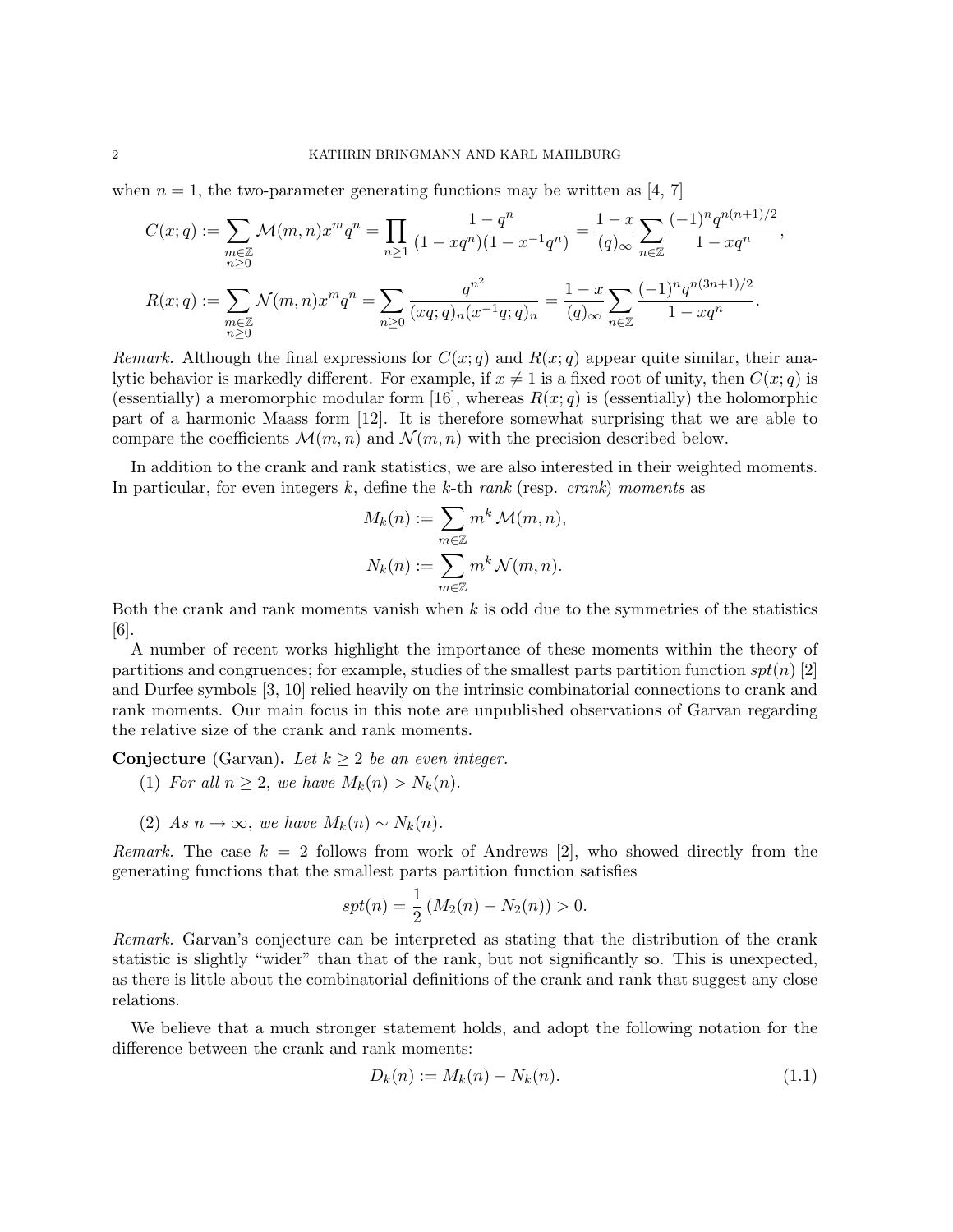when $n = 1$, the two-parameter generating functions may be written as [4, 7]

$$C(x;q) := \sum_{\substack{m\in\mathbb{Z} \\ n\geq 0}} \mathcal{M}(m,n) x^m q^n = \prod_{n\geq 1} \frac{1-q^n}{(1-xq^n)(1-x^{-1}q^n)} = \frac{1-x}{(q)_\infty} \sum_{n\in\mathbb{Z}} \frac{(-1)^n q^{n(n+1)/2}}{1-xq^n},$$

$$R(x;q) := \sum_{\substack{m\in\mathbb{Z} \\ n\geq 0}} \mathcal{N}(m,n) x^m q^n = \sum_{n\geq 0} \frac{q^{n^2}}{(xq;q)_n (x^{-1}q;q)_n} = \frac{1-x}{(q)_\infty} \sum_{n\in\mathbb{Z}} \frac{(-1)^n q^{n(3n+1)/2}}{1-xq^n}.$$

*Remark.* Although the final expressions for $C(x;q)$ and $R(x;q)$ appear quite similar, their analytic behavior is markedly different. For example, if $x \neq 1$ is a fixed root of unity, then $C(x;q)$ is (essentially) a meromorphic modular form [16], whereas $R(x;q)$ is (essentially) the holomorphic part of a harmonic Maass form [12]. It is therefore somewhat surprising that we are able to compare the coefficients $\mathcal{M}(m,n)$ and $\mathcal{N}(m,n)$ with the precision described below.

In addition to the crank and rank statistics, we are also interested in their weighted moments. In particular, for even integers $k$, define the $k$-th *rank* (resp. *crank*) *moments* as

$$M_k(n) := \sum_{m\in\mathbb{Z}} m^k \, \mathcal{M}(m,n),$$
$$N_k(n) := \sum_{m\in\mathbb{Z}} m^k \, \mathcal{N}(m,n).$$

Both the crank and rank moments vanish when $k$ is odd due to the symmetries of the statistics [6].

A number of recent works highlight the importance of these moments within the theory of partitions and congruences; for example, studies of the smallest parts partition function $spt(n)$ [2] and Durfee symbols [3, 10] relied heavily on the intrinsic combinatorial connections to crank and rank moments. Our main focus in this note are unpublished observations of Garvan regarding the relative size of the crank and rank moments.

**Conjecture** (Garvan)**.** *Let $k \geq 2$ be an even integer.*

1. *For all $n \geq 2$, we have $M_k(n) > N_k(n)$.*
2. *As $n \to \infty$, we have $M_k(n) \sim N_k(n)$.*

*Remark.* The case $k = 2$ follows from work of Andrews [2], who showed directly from the generating functions that the smallest parts partition function satisfies

$$spt(n) = \frac{1}{2}\left(M_2(n) - N_2(n)\right) > 0.$$

*Remark.* Garvan's conjecture can be interpreted as stating that the distribution of the crank statistic is slightly "wider" than that of the rank, but not significantly so. This is unexpected, as there is little about the combinatorial definitions of the crank and rank that suggest any close relations.

We believe that a much stronger statement holds, and adopt the following notation for the difference between the crank and rank moments:

$$D_k(n) := M_k(n) - N_k(n). \tag{1.1}$$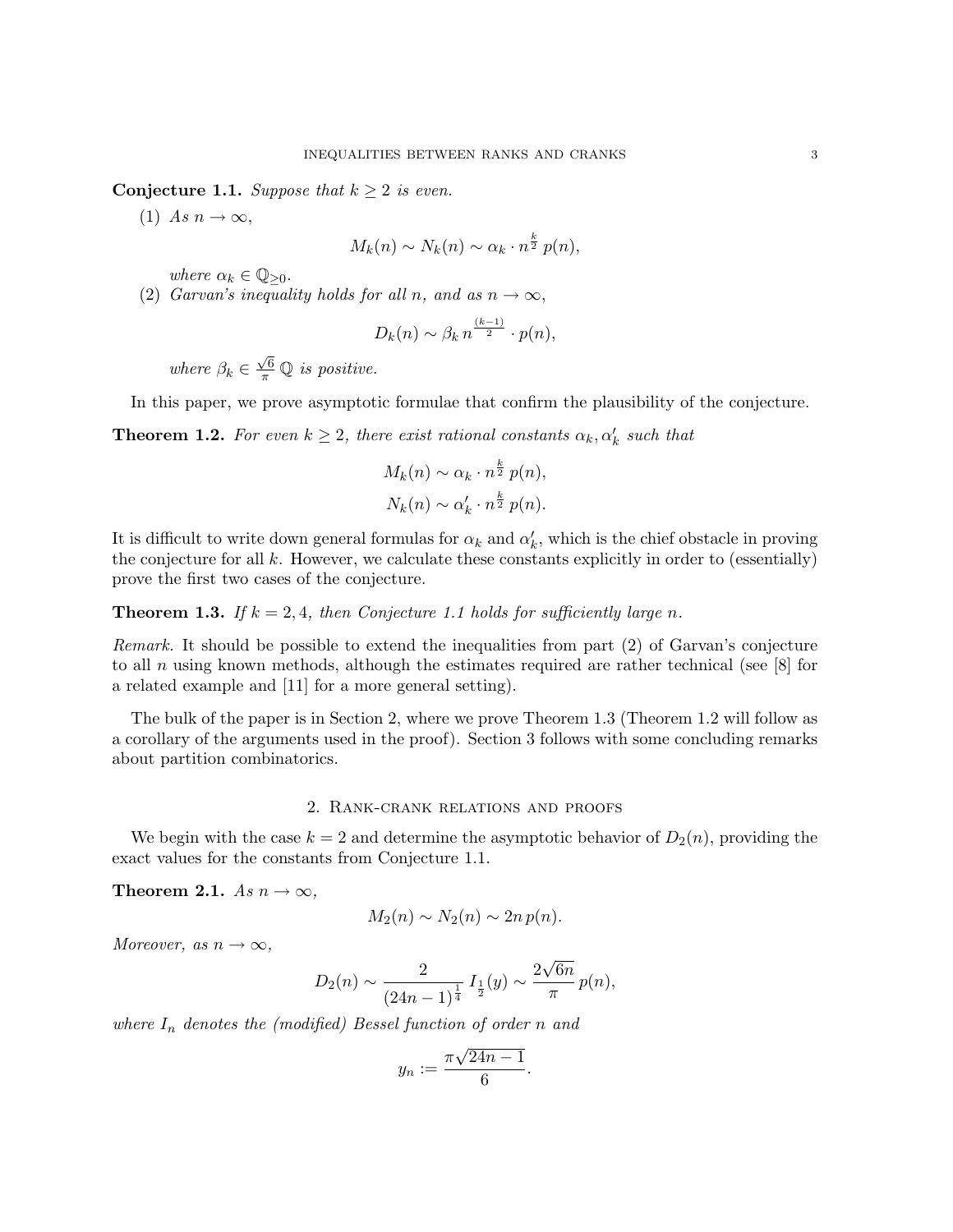**Conjecture 1.1.** *Suppose that $k \geq 2$ is even.*

(1) *As $n \to \infty$,*

$$M_k(n) \sim N_k(n) \sim \alpha_k \cdot n^{\frac{k}{2}}\, p(n),$$

*where $\alpha_k \in \mathbb{Q}_{\geq 0}$.*

(2) *Garvan's inequality holds for all $n$, and as $n \to \infty$,*

$$D_k(n) \sim \beta_k\, n^{\frac{(k-1)}{2}} \cdot p(n),$$

*where $\beta_k \in \frac{\sqrt{6}}{\pi}\,\mathbb{Q}$ is positive.*

In this paper, we prove asymptotic formulae that confirm the plausibility of the conjecture.

**Theorem 1.2.** *For even $k \geq 2$, there exist rational constants $\alpha_k, \alpha'_k$ such that*

$$M_k(n) \sim \alpha_k \cdot n^{\frac{k}{2}}\, p(n),$$
$$N_k(n) \sim \alpha'_k \cdot n^{\frac{k}{2}}\, p(n).$$

It is difficult to write down general formulas for $\alpha_k$ and $\alpha'_k$, which is the chief obstacle in proving the conjecture for all $k$. However, we calculate these constants explicitly in order to (essentially) prove the first two cases of the conjecture.

**Theorem 1.3.** *If $k = 2, 4$, then Conjecture 1.1 holds for sufficiently large $n$.*

*Remark.* It should be possible to extend the inequalities from part (2) of Garvan's conjecture to all $n$ using known methods, although the estimates required are rather technical (see [8] for a related example and [11] for a more general setting).

The bulk of the paper is in Section 2, where we prove Theorem 1.3 (Theorem 1.2 will follow as a corollary of the arguments used in the proof). Section 3 follows with some concluding remarks about partition combinatorics.

## 2. Rank-crank relations and proofs

We begin with the case $k = 2$ and determine the asymptotic behavior of $D_2(n)$, providing the exact values for the constants from Conjecture 1.1.

**Theorem 2.1.** *As $n \to \infty$,*

$$M_2(n) \sim N_2(n) \sim 2n\, p(n).$$

*Moreover, as $n \to \infty$,*

$$D_2(n) \sim \frac{2}{(24n-1)^{\frac{1}{4}}}\, I_{\frac{1}{2}}(y) \sim \frac{2\sqrt{6n}}{\pi}\, p(n),$$

*where $I_n$ denotes the (modified) Bessel function of order $n$ and*

$$y_n := \frac{\pi\sqrt{24n-1}}{6}.$$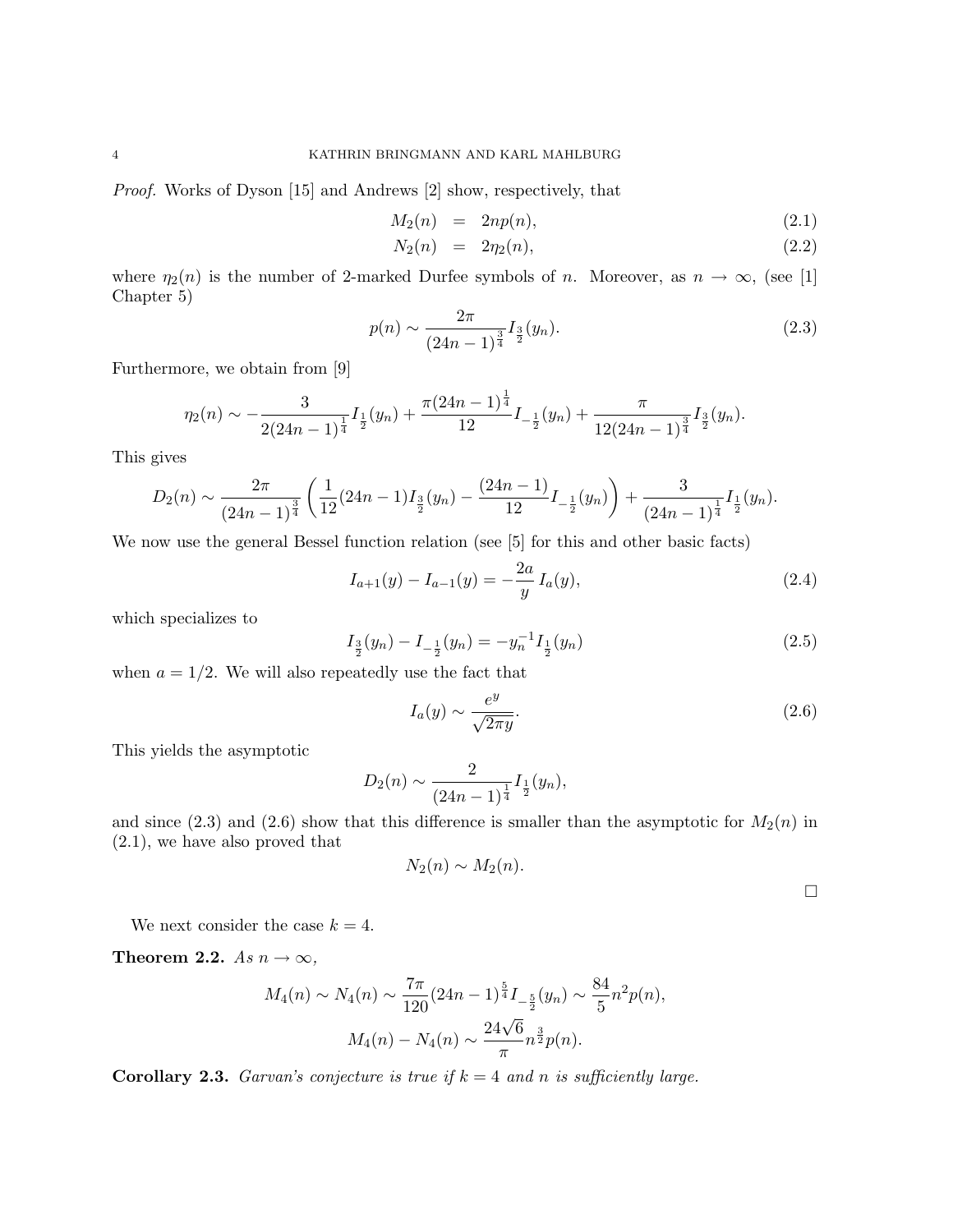*Proof.* Works of Dyson [15] and Andrews [2] show, respectively, that

$$M_2(n) = 2np(n), \tag{2.1}$$

$$N_2(n) = 2\eta_2(n), \tag{2.2}$$

where $\eta_2(n)$ is the number of 2-marked Durfee symbols of $n$. Moreover, as $n \to \infty$, (see [1] Chapter 5)

$$p(n) \sim \frac{2\pi}{(24n-1)^{\frac{3}{4}}} I_{\frac{3}{2}}(y_n). \tag{2.3}$$

Furthermore, we obtain from [9]

$$\eta_2(n) \sim -\frac{3}{2(24n-1)^{\frac{1}{4}}} I_{\frac{1}{2}}(y_n) + \frac{\pi(24n-1)^{\frac{1}{4}}}{12} I_{-\frac{1}{2}}(y_n) + \frac{\pi}{12(24n-1)^{\frac{3}{4}}} I_{\frac{3}{2}}(y_n).$$

This gives

$$D_2(n) \sim \frac{2\pi}{(24n-1)^{\frac{3}{4}}} \left( \frac{1}{12}(24n-1) I_{\frac{3}{2}}(y_n) - \frac{(24n-1)}{12} I_{-\frac{1}{2}}(y_n) \right) + \frac{3}{(24n-1)^{\frac{1}{4}}} I_{\frac{1}{2}}(y_n).$$

We now use the general Bessel function relation (see [5] for this and other basic facts)

$$I_{a+1}(y) - I_{a-1}(y) = -\frac{2a}{y} I_a(y), \tag{2.4}$$

which specializes to

$$I_{\frac{3}{2}}(y_n) - I_{-\frac{1}{2}}(y_n) = -y_n^{-1} I_{\frac{1}{2}}(y_n) \tag{2.5}$$

when $a = 1/2$. We will also repeatedly use the fact that

$$I_a(y) \sim \frac{e^y}{\sqrt{2\pi y}}. \tag{2.6}$$

This yields the asymptotic

$$D_2(n) \sim \frac{2}{(24n-1)^{\frac{1}{4}}} I_{\frac{1}{2}}(y_n),$$

and since (2.3) and (2.6) show that this difference is smaller than the asymptotic for $M_2(n)$ in (2.1), we have also proved that

$$N_2(n) \sim M_2(n).$$

$\square$

We next consider the case $k = 4$.

**Theorem 2.2.** *As $n \to \infty$,*

$$M_4(n) \sim N_4(n) \sim \frac{7\pi}{120}(24n-1)^{\frac{5}{4}} I_{-\frac{5}{2}}(y_n) \sim \frac{84}{5} n^2 p(n),$$

$$M_4(n) - N_4(n) \sim \frac{24\sqrt{6}}{\pi} n^{\frac{3}{2}} p(n).$$

**Corollary 2.3.** *Garvan's conjecture is true if $k = 4$ and $n$ is sufficiently large.*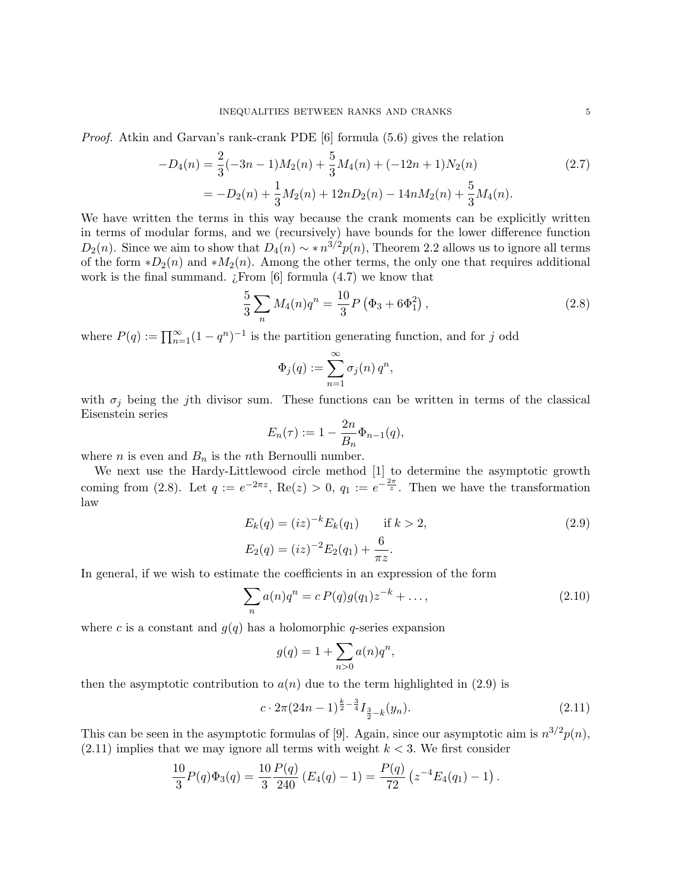*Proof.* Atkin and Garvan's rank-crank PDE [6] formula (5.6) gives the relation

$$
\begin{aligned}
-D_4(n) &= \frac{2}{3}(-3n-1)M_2(n) + \frac{5}{3}M_4(n) + (-12n+1)N_2(n) \\
&= -D_2(n) + \frac{1}{3}M_2(n) + 12nD_2(n) - 14nM_2(n) + \frac{5}{3}M_4(n).
\end{aligned}
\tag{2.7}
$$

We have written the terms in this way because the crank moments can be explicitly written in terms of modular forms, and we (recursively) have bounds for the lower difference function $D_2(n)$. Since we aim to show that $D_4(n) \sim * n^{3/2}p(n)$, Theorem 2.2 allows us to ignore all terms of the form $*D_2(n)$ and $*M_2(n)$. Among the other terms, the only one that requires additional work is the final summand. ¿From [6] formula (4.7) we know that

$$
\frac{5}{3}\sum_n M_4(n)q^n = \frac{10}{3}P\left(\Phi_3 + 6\Phi_1^2\right), \tag{2.8}
$$

where $P(q) := \prod_{n=1}^{\infty}(1-q^n)^{-1}$ is the partition generating function, and for $j$ odd

$$
\Phi_j(q) := \sum_{n=1}^{\infty} \sigma_j(n)\, q^n,
$$

with $\sigma_j$ being the $j$th divisor sum. These functions can be written in terms of the classical Eisenstein series

$$
E_n(\tau) := 1 - \frac{2n}{B_n}\Phi_{n-1}(q),
$$

where $n$ is even and $B_n$ is the $n$th Bernoulli number.

We next use the Hardy-Littlewood circle method [1] to determine the asymptotic growth coming from (2.8). Let $q := e^{-2\pi z}$, $\mathrm{Re}(z) > 0$, $q_1 := e^{-\frac{2\pi}{z}}$. Then we have the transformation law

$$
\begin{aligned}
E_k(q) &= (iz)^{-k}E_k(q_1) \qquad \text{if } k > 2, \\
E_2(q) &= (iz)^{-2}E_2(q_1) + \frac{6}{\pi z}.
\end{aligned}
\tag{2.9}
$$

In general, if we wish to estimate the coefficients in an expression of the form

$$
\sum_n a(n)q^n = c\,P(q)g(q_1)z^{-k} + \ldots, \tag{2.10}
$$

where $c$ is a constant and $g(q)$ has a holomorphic $q$-series expansion

$$
g(q) = 1 + \sum_{n>0} a(n)q^n,
$$

then the asymptotic contribution to $a(n)$ due to the term highlighted in (2.9) is

$$
c \cdot 2\pi(24n-1)^{\frac{k}{2}-\frac{3}{4}} I_{\frac{3}{2}-k}(y_n). \tag{2.11}
$$

This can be seen in the asymptotic formulas of [9]. Again, since our asymptotic aim is $n^{3/2}p(n)$, (2.11) implies that we may ignore all terms with weight $k < 3$. We first consider

$$
\frac{10}{3}P(q)\Phi_3(q) = \frac{10}{3}\frac{P(q)}{240}\left(E_4(q) - 1\right) = \frac{P(q)}{72}\left(z^{-4}E_4(q_1) - 1\right).
$$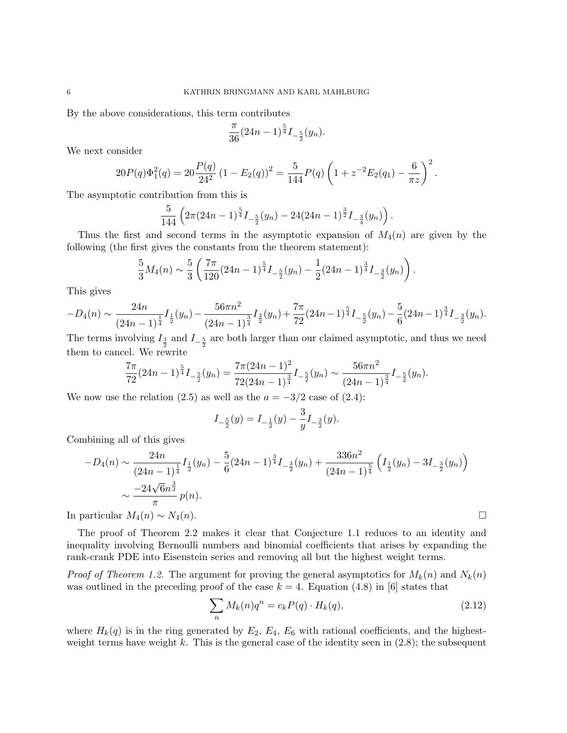By the above considerations, this term contributes

$$\frac{\pi}{36}(24n-1)^{\frac{5}{4}} I_{-\frac{5}{2}}(y_n).$$

We next consider

$$20P(q)\Phi_1^2(q) = 20\frac{P(q)}{24^2}\left(1 - E_2(q)\right)^2 = \frac{5}{144}P(q)\left(1 + z^{-2}E_2(q_1) - \frac{6}{\pi z}\right)^2.$$

The asymptotic contribution from this is

$$\frac{5}{144}\left(2\pi(24n-1)^{\frac{5}{4}} I_{-\frac{5}{2}}(y_n) - 24(24n-1)^{\frac{3}{2}} I_{-\frac{3}{4}}(y_n)\right).$$

Thus the first and second terms in the asymptotic expansion of $M_4(n)$ are given by the following (the first gives the constants from the theorem statement):

$$\frac{5}{3}M_4(n) \sim \frac{5}{3}\left(\frac{7\pi}{120}(24n-1)^{\frac{5}{4}} I_{-\frac{5}{2}}(y_n) - \frac{1}{2}(24n-1)^{\frac{3}{4}} I_{-\frac{3}{2}}(y_n)\right).$$

This gives

$$-D_4(n) \sim \frac{24n}{(24n-1)^{\frac{1}{4}}} I_{\frac{1}{2}}(y_n) - \frac{56\pi n^2}{(24n-1)^{\frac{3}{4}}} I_{\frac{3}{2}}(y_n) + \frac{7\pi}{72}(24n-1)^{\frac{5}{4}} I_{-\frac{5}{2}}(y_n) - \frac{5}{6}(24n-1)^{\frac{3}{4}} I_{-\frac{3}{2}}(y_n).$$

The terms involving $I_{\frac{3}{2}}$ and $I_{-\frac{5}{2}}$ are both larger than our claimed asymptotic, and thus we need them to cancel. We rewrite

$$\frac{7\pi}{72}(24n-1)^{\frac{5}{4}} I_{-\frac{5}{2}}(y_n) = \frac{7\pi(24n-1)^2}{72(24n-1)^{\frac{3}{4}}} I_{-\frac{5}{2}}(y_n) \sim \frac{56\pi n^2}{(24n-1)^{\frac{3}{4}}} I_{-\frac{5}{2}}(y_n).$$

We now use the relation (2.5) as well as the $a = -3/2$ case of (2.4):

$$I_{-\frac{5}{2}}(y) = I_{-\frac{1}{2}}(y) - \frac{3}{y} I_{-\frac{3}{2}}(y).$$

Combining all of this gives

$$\begin{aligned}
-D_4(n) &\sim \frac{24n}{(24n-1)^{\frac{1}{4}}} I_{\frac{1}{2}}(y_n) - \frac{5}{6}(24n-1)^{\frac{3}{4}} I_{-\frac{3}{2}}(y_n) + \frac{336n^2}{(24n-1)^{\frac{5}{4}}}\left(I_{\frac{1}{2}}(y_n) - 3I_{-\frac{3}{2}}(y_n)\right) \\
&\sim \frac{-24\sqrt{6}n^{\frac{3}{2}}}{\pi}\, p(n).
\end{aligned}$$

In particular $M_4(n) \sim N_4(n)$. $\square$

The proof of Theorem 2.2 makes it clear that Conjecture 1.1 reduces to an identity and inequality involving Bernoulli numbers and binomial coefficients that arises by expanding the rank-crank PDE into Eisenstein series and removing all but the highest weight terms.

*Proof of Theorem 1.2.* The argument for proving the general asymptotics for $M_k(n)$ and $N_k(n)$ was outlined in the preceding proof of the case $k = 4$. Equation (4.8) in [6] states that

$$\sum_n M_k(n)q^n = c_k P(q) \cdot H_k(q), \tag{2.12}$$

where $H_k(q)$ is in the ring generated by $E_2$, $E_4$, $E_6$ with rational coefficients, and the highest-weight terms have weight $k$. This is the general case of the identity seen in (2.8); the subsequent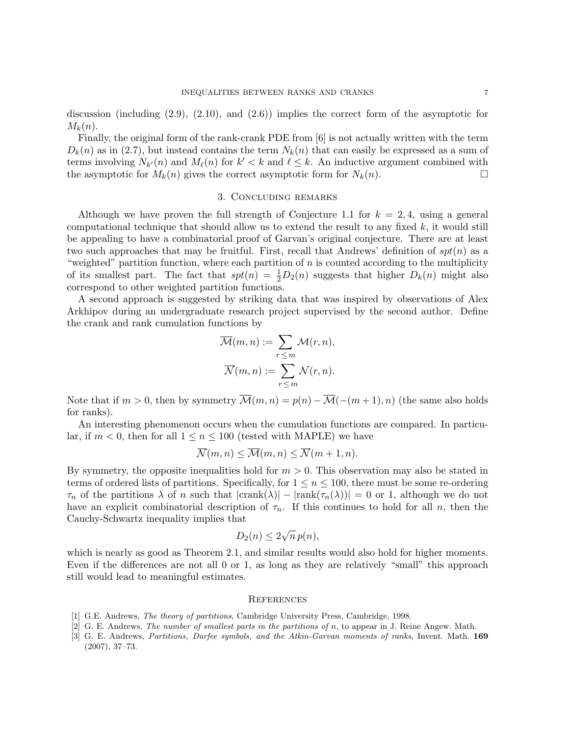discussion (including (2.9), (2.10), and (2.6)) implies the correct form of the asymptotic for $M_k(n)$.

Finally, the original form of the rank-crank PDE from [6] is not actually written with the term $D_k(n)$ as in (2.7), but instead contains the term $N_k(n)$ that can easily be expressed as a sum of terms involving $N_{k'}(n)$ and $M_\ell(n)$ for $k' < k$ and $\ell \leq k$. An inductive argument combined with the asymptotic for $M_k(n)$ gives the correct asymptotic form for $N_k(n)$. □

## 3. Concluding remarks

Although we have proven the full strength of Conjecture 1.1 for $k = 2, 4$, using a general computational technique that should allow us to extend the result to any fixed $k$, it would still be appealing to have a combinatorial proof of Garvan's original conjecture. There are at least two such approaches that may be fruitful. First, recall that Andrews' definition of $spt(n)$ as a "weighted" partition function, where each partition of $n$ is counted according to the multiplicity of its smallest part. The fact that $spt(n) = \frac{1}{2}D_2(n)$ suggests that higher $D_k(n)$ might also correspond to other weighted partition functions.

A second approach is suggested by striking data that was inspired by observations of Alex Arkhipov during an undergraduate research project supervised by the second author. Define the crank and rank cumulation functions by

$$\overline{\mathcal{M}}(m,n) := \sum_{r \leq m} \mathcal{M}(r,n),$$

$$\overline{\mathcal{N}}(m,n) := \sum_{r \leq m} \mathcal{N}(r,n).$$

Note that if $m > 0$, then by symmetry $\overline{\mathcal{M}}(m,n) = p(n) - \overline{\mathcal{M}}(-(m+1),n)$ (the same also holds for ranks).

An interesting phenomenon occurs when the cumulation functions are compared. In particular, if $m < 0$, then for all $1 \leq n \leq 100$ (tested with MAPLE) we have

$$\overline{\mathcal{N}}(m,n) \leq \overline{\mathcal{M}}(m,n) \leq \overline{\mathcal{N}}(m+1,n).$$

By symmetry, the opposite inequalities hold for $m > 0$. This observation may also be stated in terms of ordered lists of partitions. Specifically, for $1 \leq n \leq 100$, there must be some re-ordering $\tau_n$ of the partitions $\lambda$ of $n$ such that $|\text{crank}(\lambda)| - |\text{rank}(\tau_n(\lambda))| = 0$ or 1, although we do not have an explicit combinatorial description of $\tau_n$. If this continues to hold for all $n$, then the Cauchy-Schwartz inequality implies that

$$D_2(n) \leq 2\sqrt{n}\, p(n),$$

which is nearly as good as Theorem 2.1, and similar results would also hold for higher moments. Even if the differences are not all 0 or 1, as long as they are relatively "small" this approach still would lead to meaningful estimates.

## References

[1] G.E. Andrews, *The theory of partitions*, Cambridge University Press, Cambridge, 1998.

[2] G. E. Andrews, *The number of smallest parts in the partitions of n*, to appear in J. Reine Angew. Math.

[3] G. E. Andrews, *Partitions, Durfee symbols, and the Atkin-Garvan moments of ranks*, Invent. Math. **169** (2007), 37–73.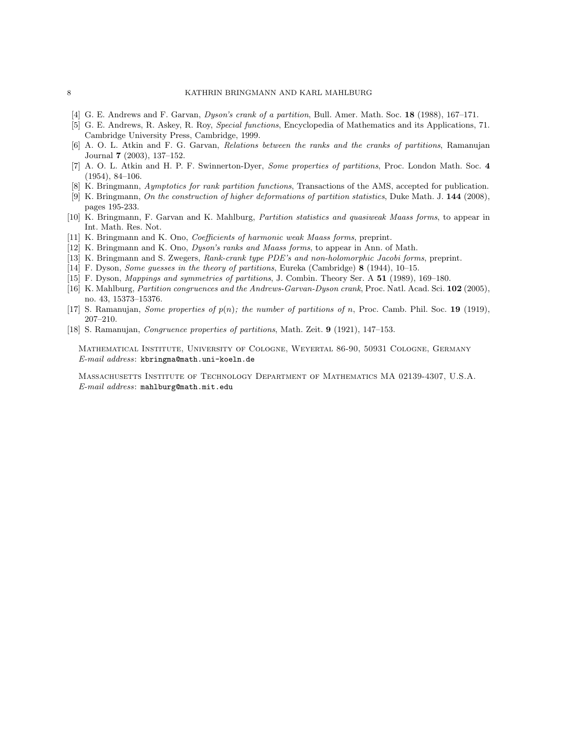[4] G. E. Andrews and F. Garvan, *Dyson's crank of a partition*, Bull. Amer. Math. Soc. **18** (1988), 167–171.

[5] G. E. Andrews, R. Askey, R. Roy, *Special functions*, Encyclopedia of Mathematics and its Applications, 71. Cambridge University Press, Cambridge, 1999.

[6] A. O. L. Atkin and F. G. Garvan, *Relations between the ranks and the cranks of partitions*, Ramanujan Journal **7** (2003), 137–152.

[7] A. O. L. Atkin and H. P. F. Swinnerton-Dyer, *Some properties of partitions*, Proc. London Math. Soc. **4** (1954), 84–106.

[8] K. Bringmann, *Aymptotics for rank partition functions*, Transactions of the AMS, accepted for publication.

[9] K. Bringmann, *On the construction of higher deformations of partition statistics*, Duke Math. J. **144** (2008), pages 195-233.

[10] K. Bringmann, F. Garvan and K. Mahlburg, *Partition statistics and quasiweak Maass forms*, to appear in Int. Math. Res. Not.

[11] K. Bringmann and K. Ono, *Coefficients of harmonic weak Maass forms*, preprint.

[12] K. Bringmann and K. Ono, *Dyson's ranks and Maass forms*, to appear in Ann. of Math.

[13] K. Bringmann and S. Zwegers, *Rank-crank type PDE's and non-holomorphic Jacobi forms*, preprint.

[14] F. Dyson, *Some guesses in the theory of partitions*, Eureka (Cambridge) **8** (1944), 10–15.

[15] F. Dyson, *Mappings and symmetries of partitions*, J. Combin. Theory Ser. A **51** (1989), 169–180.

[16] K. Mahlburg, *Partition congruences and the Andrews-Garvan-Dyson crank*, Proc. Natl. Acad. Sci. **102** (2005), no. 43, 15373–15376.

[17] S. Ramanujan, *Some properties of $p(n)$; the number of partitions of $n$*, Proc. Camb. Phil. Soc. **19** (1919), 207–210.

[18] S. Ramanujan, *Congruence properties of partitions*, Math. Zeit. **9** (1921), 147–153.

Mathematical Institute, University of Cologne, Weyertal 86-90, 50931 Cologne, Germany
*E-mail address*: kbringma@math.uni-koeln.de

Massachusetts Institute of Technology Department of Mathematics MA 02139-4307, U.S.A.
*E-mail address*: mahlburg@math.mit.edu